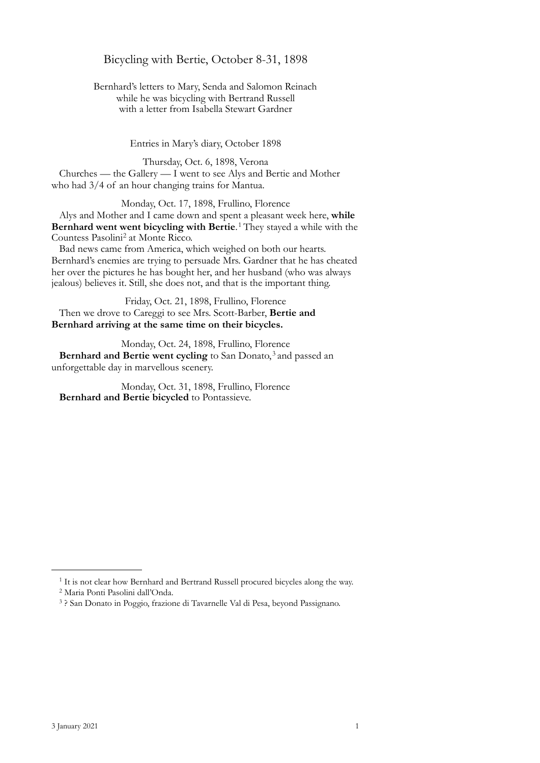# Bicycling with Bertie, October 8-31, 1898

Bernhard's letters to Mary, Senda and Salomon Reinach
while he was bicycling with Bertrand Russell
with a letter from Isabella Stewart Gardner

## Entries in Mary's diary, October 1898

Thursday, Oct. 6, 1898, Verona

Churches — the Gallery — I went to see Alys and Bertie and Mother who had 3/4 of an hour changing trains for Mantua.

Monday, Oct. 17, 1898, Frullino, Florence

Alys and Mother and I came down and spent a pleasant week here, **while Bernhard went went bicycling with Bertie**.[1] They stayed a while with the Countess Pasolini[2] at Monte Ricco.

Bad news came from America, which weighed on both our hearts. Bernhard's enemies are trying to persuade Mrs. Gardner that he has cheated her over the pictures he has bought her, and her husband (who was always jealous) believes it. Still, she does not, and that is the important thing.

Friday, Oct. 21, 1898, Frullino, Florence

Then we drove to Careggi to see Mrs. Scott-Barber, **Bertie and Bernhard arriving at the same time on their bicycles.**

Monday, Oct. 24, 1898, Frullino, Florence

**Bernhard and Bertie went cycling** to San Donato,[3] and passed an unforgettable day in marvellous scenery.

Monday, Oct. 31, 1898, Frullino, Florence

**Bernhard and Bertie bicycled** to Pontassieve.

---

[1] It is not clear how Bernhard and Bertrand Russell procured bicycles along the way.

[2] Maria Ponti Pasolini dall'Onda.

[3] ? San Donato in Poggio, frazione di Tavarnelle Val di Pesa, beyond Passignano.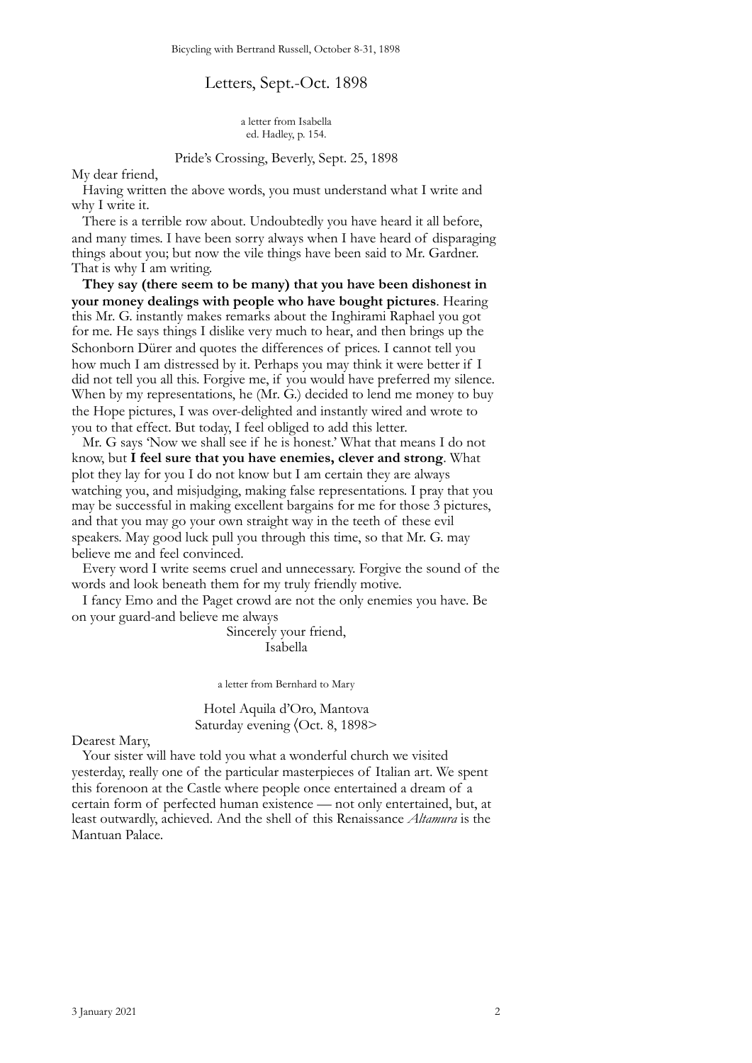## Letters, Sept.-Oct. 1898

a letter from Isabella
ed. Hadley, p. 154.

Pride's Crossing, Beverly, Sept. 25, 1898

My dear friend,

Having written the above words, you must understand what I write and why I write it.

There is a terrible row about. Undoubtedly you have heard it all before, and many times. I have been sorry always when I have heard of disparaging things about you; but now the vile things have been said to Mr. Gardner. That is why I am writing.

**They say (there seem to be many) that you have been dishonest in your money dealings with people who have bought pictures**. Hearing this Mr. G. instantly makes remarks about the Inghirami Raphael you got for me. He says things I dislike very much to hear, and then brings up the Schonborn Dürer and quotes the differences of prices. I cannot tell you how much I am distressed by it. Perhaps you may think it were better if I did not tell you all this. Forgive me, if you would have preferred my silence. When by my representations, he (Mr. G.) decided to lend me money to buy the Hope pictures, I was over-delighted and instantly wired and wrote to you to that effect. But today, I feel obliged to add this letter.

Mr. G says 'Now we shall see if he is honest.' What that means I do not know, but **I feel sure that you have enemies, clever and strong**. What plot they lay for you I do not know but I am certain they are always watching you, and misjudging, making false representations. I pray that you may be successful in making excellent bargains for me for those 3 pictures, and that you may go your own straight way in the teeth of these evil speakers. May good luck pull you through this time, so that Mr. G. may believe me and feel convinced.

Every word I write seems cruel and unnecessary. Forgive the sound of the words and look beneath them for my truly friendly motive.

I fancy Emo and the Paget crowd are not the only enemies you have. Be on your guard-and believe me always

Sincerely your friend,
Isabella

a letter from Bernhard to Mary

Hotel Aquila d'Oro, Mantova
Saturday evening ⟨Oct. 8, 1898>

Dearest Mary,

Your sister will have told you what a wonderful church we visited yesterday, really one of the particular masterpieces of Italian art. We spent this forenoon at the Castle where people once entertained a dream of a certain form of perfected human existence — not only entertained, but, at least outwardly, achieved. And the shell of this Renaissance *Altamura* is the Mantuan Palace.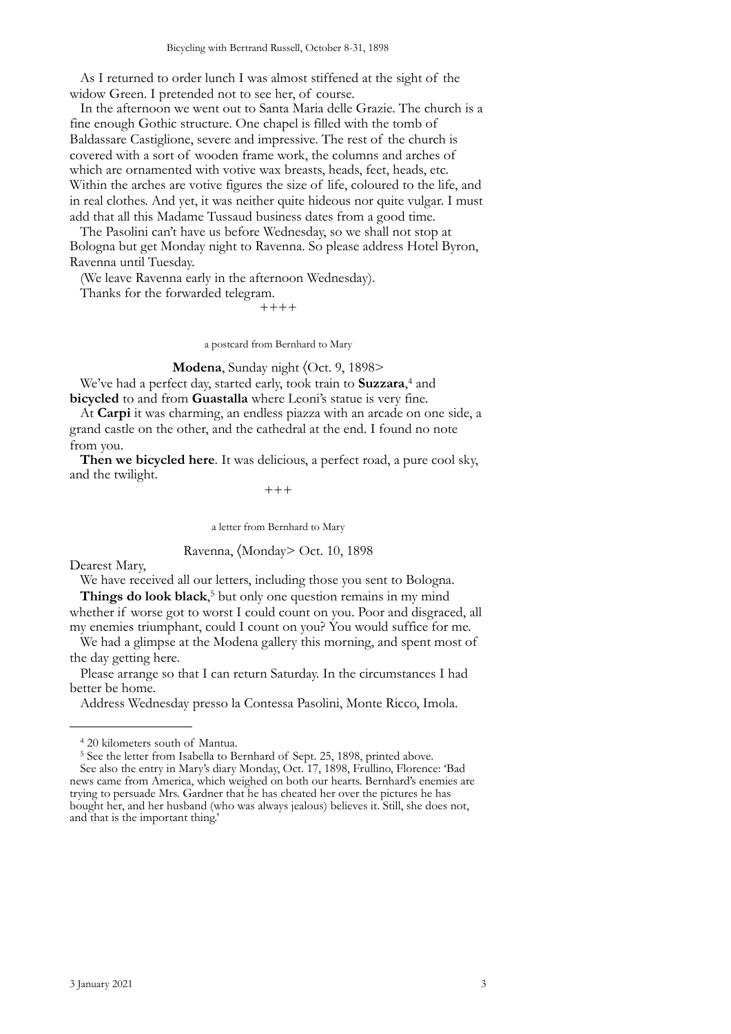As I returned to order lunch I was almost stiffened at the sight of the widow Green. I pretended not to see her, of course.

In the afternoon we went out to Santa Maria delle Grazie. The church is a fine enough Gothic structure. One chapel is filled with the tomb of Baldassare Castiglione, severe and impressive. The rest of the church is covered with a sort of wooden frame work, the columns and arches of which are ornamented with votive wax breasts, heads, feet, heads, etc. Within the arches are votive figures the size of life, coloured to the life, and in real clothes. And yet, it was neither quite hideous nor quite vulgar. I must add that all this Madame Tussaud business dates from a good time.

The Pasolini can't have us before Wednesday, so we shall not stop at Bologna but get Monday night to Ravenna. So please address Hotel Byron, Ravenna until Tuesday.

(We leave Ravenna early in the afternoon Wednesday).

Thanks for the forwarded telegram.

++++

a postcard from Bernhard to Mary

**Modena**, Sunday night ⟨Oct. 9, 1898>

We've had a perfect day, started early, took train to **Suzzara**,[4] and **bicycled** to and from **Guastalla** where Leoni's statue is very fine.

At **Carpi** it was charming, an endless piazza with an arcade on one side, a grand castle on the other, and the cathedral at the end. I found no note from you.

**Then we bicycled here**. It was delicious, a perfect road, a pure cool sky, and the twilight.

+++

a letter from Bernhard to Mary

Ravenna, ⟨Monday> Oct. 10, 1898

Dearest Mary,

We have received all our letters, including those you sent to Bologna.

**Things do look black**,[5] but only one question remains in my mind whether if worse got to worst I could count on you. Poor and disgraced, all my enemies triumphant, could I count on you? You would suffice for me.

We had a glimpse at the Modena gallery this morning, and spent most of the day getting here.

Please arrange so that I can return Saturday. In the circumstances I had better be home.

Address Wednesday presso la Contessa Pasolini, Monte Ricco, Imola.

---

[4] 20 kilometers south of Mantua.

[5] See the letter from Isabella to Bernhard of Sept. 25, 1898, printed above.

See also the entry in Mary's diary Monday, Oct. 17, 1898, Frullino, Florence: 'Bad news came from America, which weighed on both our hearts. Bernhard's enemies are trying to persuade Mrs. Gardner that he has cheated her over the pictures he has bought her, and her husband (who was always jealous) believes it. Still, she does not, and that is the important thing.'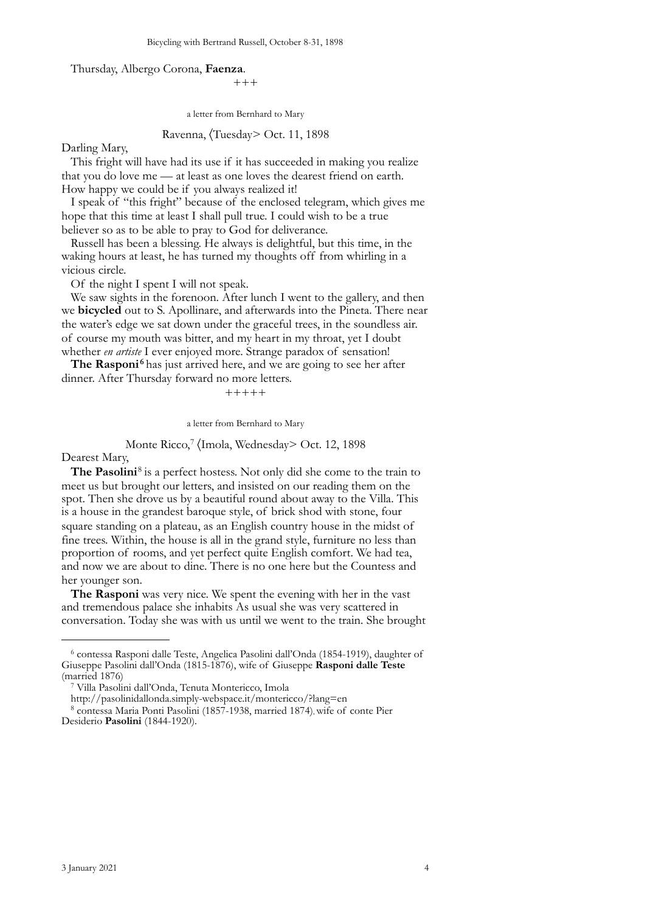Thursday, Albergo Corona, **Faenza**.

+++

a letter from Bernhard to Mary

Ravenna, 〈Tuesday> Oct. 11, 1898

Darling Mary,

This fright will have had its use if it has succeeded in making you realize that you do love me — at least as one loves the dearest friend on earth. How happy we could be if you always realized it!

I speak of "this fright" because of the enclosed telegram, which gives me hope that this time at least I shall pull true. I could wish to be a true believer so as to be able to pray to God for deliverance.

Russell has been a blessing. He always is delightful, but this time, in the waking hours at least, he has turned my thoughts off from whirling in a vicious circle.

Of the night I spent I will not speak.

We saw sights in the forenoon. After lunch I went to the gallery, and then we **bicycled** out to S. Apollinare, and afterwards into the Pineta. There near the water's edge we sat down under the graceful trees, in the soundless air. of course my mouth was bitter, and my heart in my throat, yet I doubt whether *en artiste* I ever enjoyed more. Strange paradox of sensation!

**The Rasponi**[6] has just arrived here, and we are going to see her after dinner. After Thursday forward no more letters.

+++++

a letter from Bernhard to Mary

Monte Ricco,[7] 〈Imola, Wednesday> Oct. 12, 1898

Dearest Mary,

**The Pasolini**[8] is a perfect hostess. Not only did she come to the train to meet us but brought our letters, and insisted on our reading them on the spot. Then she drove us by a beautiful round about away to the Villa. This is a house in the grandest baroque style, of brick shod with stone, four square standing on a plateau, as an English country house in the midst of fine trees. Within, the house is all in the grand style, furniture no less than proportion of rooms, and yet perfect quite English comfort. We had tea, and now we are about to dine. There is no one here but the Countess and her younger son.

**The Rasponi** was very nice. We spent the evening with her in the vast and tremendous palace she inhabits As usual she was very scattered in conversation. Today she was with us until we went to the train. She brought

---

[6] contessa Rasponi dalle Teste, Angelica Pasolini dall'Onda (1854-1919), daughter of Giuseppe Pasolini dall'Onda (1815-1876), wife of Giuseppe **Rasponi dalle Teste** (married 1876)

[7] Villa Pasolini dall'Onda, Tenuta Montericco, Imola
http://pasolinidallonda.simply-webspace.it/montericco/?lang=en

[8] contessa Maria Ponti Pasolini (1857-1938, married 1874), wife of conte Pier Desiderio **Pasolini** (1844-1920).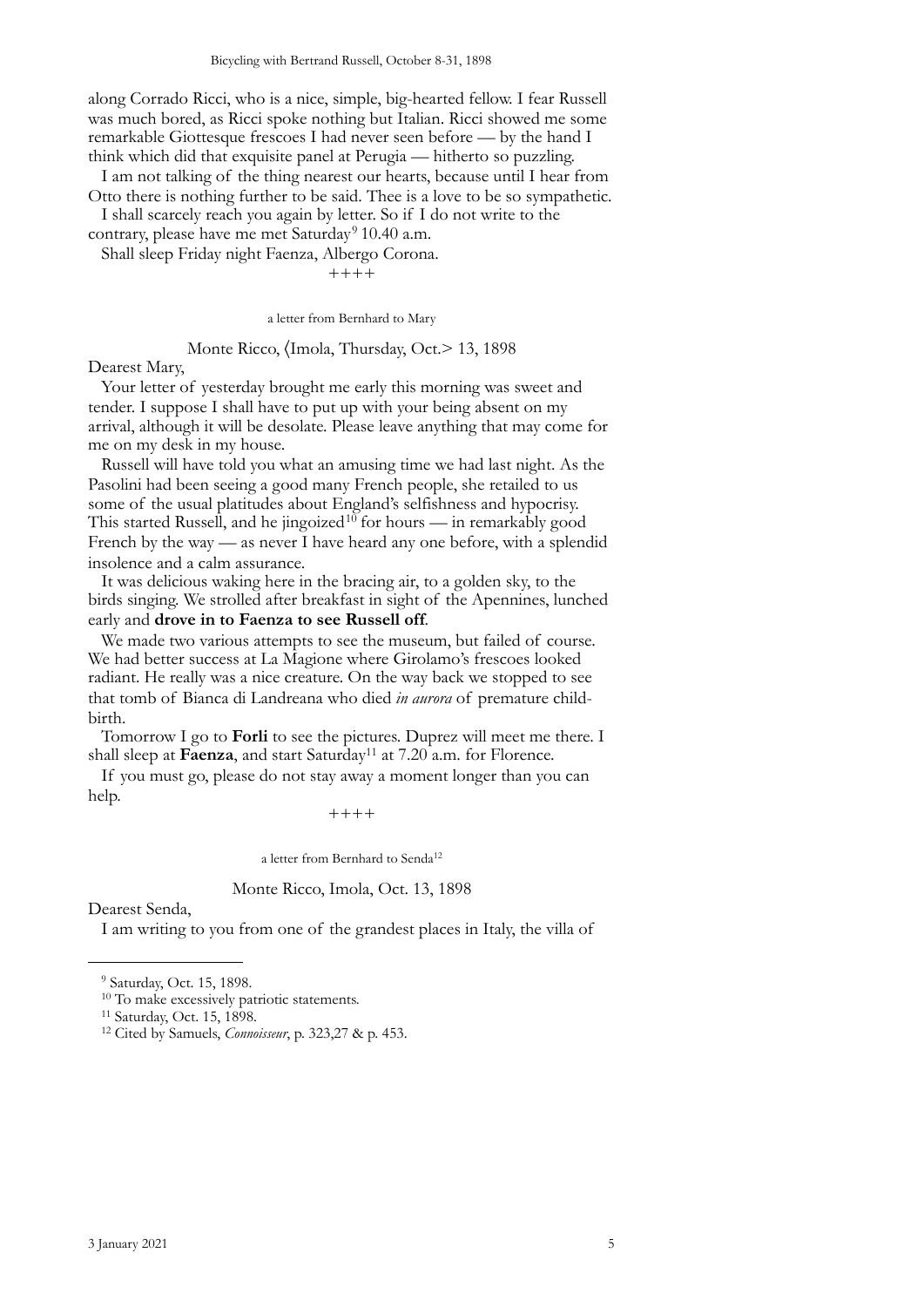along Corrado Ricci, who is a nice, simple, big-hearted fellow. I fear Russell was much bored, as Ricci spoke nothing but Italian. Ricci showed me some remarkable Giottesque frescoes I had never seen before — by the hand I think which did that exquisite panel at Perugia — hitherto so puzzling.

I am not talking of the thing nearest our hearts, because until I hear from Otto there is nothing further to be said. Thee is a love to be so sympathetic.

I shall scarcely reach you again by letter. So if I do not write to the contrary, please have me met Saturday[9] 10.40 a.m.

Shall sleep Friday night Faenza, Albergo Corona.

++++

a letter from Bernhard to Mary

Monte Ricco, ⟨Imola, Thursday, Oct.> 13, 1898

Dearest Mary,

Your letter of yesterday brought me early this morning was sweet and tender. I suppose I shall have to put up with your being absent on my arrival, although it will be desolate. Please leave anything that may come for me on my desk in my house.

Russell will have told you what an amusing time we had last night. As the Pasolini had been seeing a good many French people, she retailed to us some of the usual platitudes about England's selfishness and hypocrisy. This started Russell, and he jingoized[10] for hours — in remarkably good French by the way — as never I have heard any one before, with a splendid insolence and a calm assurance.

It was delicious waking here in the bracing air, to a golden sky, to the birds singing. We strolled after breakfast in sight of the Apennines, lunched early and **drove in to Faenza to see Russell off**.

We made two various attempts to see the museum, but failed of course. We had better success at La Magione where Girolamo's frescoes looked radiant. He really was a nice creature. On the way back we stopped to see that tomb of Bianca di Landreana who died *in aurora* of premature child-birth.

Tomorrow I go to **Forli** to see the pictures. Duprez will meet me there. I shall sleep at **Faenza**, and start Saturday[11] at 7.20 a.m. for Florence.

If you must go, please do not stay away a moment longer than you can help.

++++

a letter from Bernhard to Senda[12]

Monte Ricco, Imola, Oct. 13, 1898

Dearest Senda,

I am writing to you from one of the grandest places in Italy, the villa of

---

[9] Saturday, Oct. 15, 1898.

[10] To make excessively patriotic statements.

[11] Saturday, Oct. 15, 1898.

[12] Cited by Samuels, *Connoisseur*, p. 323,27 & p. 453.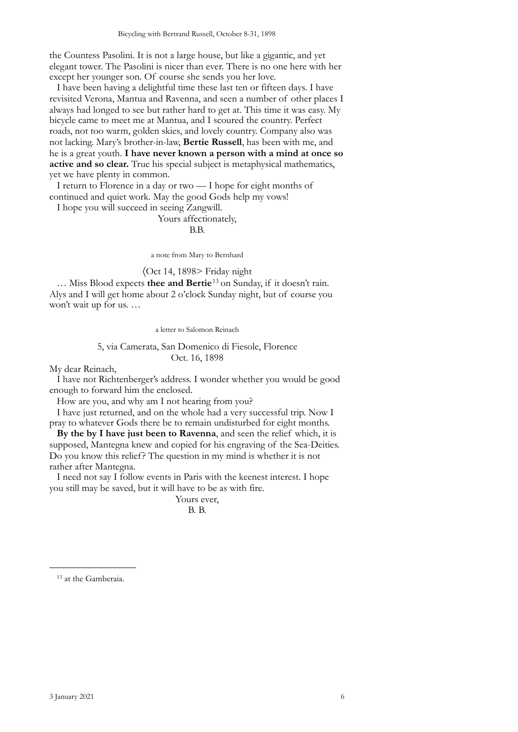the Countess Pasolini. It is not a large house, but like a gigantic, and yet elegant tower. The Pasolini is nicer than ever. There is no one here with her except her younger son. Of course she sends you her love.

I have been having a delightful time these last ten or fifteen days. I have revisited Verona, Mantua and Ravenna, and seen a number of other places I always had longed to see but rather hard to get at. This time it was easy. My bicycle came to meet me at Mantua, and I scoured the country. Perfect roads, not too warm, golden skies, and lovely country. Company also was not lacking. Mary's brother-in-law, **Bertie Russell**, has been with me, and he is a great youth. **I have never known a person with a mind at once so active and so clear.** True his special subject is metaphysical mathematics, yet we have plenty in common.

I return to Florence in a day or two — I hope for eight months of continued and quiet work. May the good Gods help my vows!

I hope you will succeed in seeing Zangwill.

Yours affectionately,
B.B.

a note from Mary to Bernhard

〈Oct 14, 1898> Friday night

… Miss Blood expects **thee and Bertie**[13] on Sunday, if it doesn't rain. Alys and I will get home about 2 o'clock Sunday night, but of course you won't wait up for us. …

a letter to Salomon Reinach

5, via Camerata, San Domenico di Fiesole, Florence
Oct. 16, 1898

My dear Reinach,

I have not Richtenberger's address. I wonder whether you would be good enough to forward him the enclosed.

How are you, and why am I not hearing from you?

I have just returned, and on the whole had a very successful trip. Now I pray to whatever Gods there be to remain undisturbed for eight months.

**By the by I have just been to Ravenna**, and seen the relief which, it is supposed, Mantegna knew and copied for his engraving of the Sea-Deities. Do you know this relief? The question in my mind is whether it is not rather after Mantegna.

I need not say I follow events in Paris with the keenest interest. I hope you still may be saved, but it will have to be as with fire.

Yours ever,
B. B.

[13] at the Gamberaia.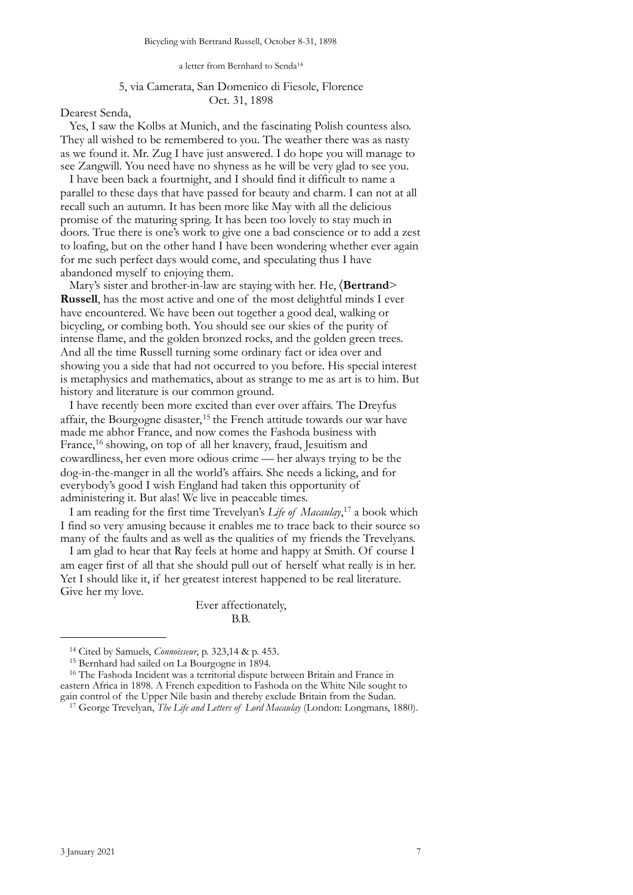a letter from Bernhard to Senda[14]

5, via Camerata, San Domenico di Fiesole, Florence
Oct. 31, 1898

Dearest Senda,

Yes, I saw the Kolbs at Munich, and the fascinating Polish countess also. They all wished to be remembered to you. The weather there was as nasty as we found it. Mr. Zug I have just answered. I do hope you will manage to see Zangwill. You need have no shyness as he will be very glad to see you.

I have been back a fourtnight, and I should find it difficult to name a parallel to these days that have passed for beauty and charm. I can not at all recall such an autumn. It has been more like May with all the delicious promise of the maturing spring. It has been too lovely to stay much in doors. True there is one's work to give one a bad conscience or to add a zest to loafing, but on the other hand I have been wondering whether ever again for me such perfect days would come, and speculating thus I have abandoned myself to enjoying them.

Mary's sister and brother-in-law are staying with her. He, ⟨**Bertrand**> **Russell**, has the most active and one of the most delightful minds I ever have encountered. We have been out together a good deal, walking or bicycling, or combing both. You should see our skies of the purity of intense flame, and the golden bronzed rocks, and the golden green trees. And all the time Russell turning some ordinary fact or idea over and showing you a side that had not occurred to you before. His special interest is metaphysics and mathematics, about as strange to me as art is to him. But history and literature is our common ground.

I have recently been more excited than ever over affairs. The Dreyfus affair, the Bourgogne disaster,[15] the French attitude towards our war have made me abhor France, and now comes the Fashoda business with France,[16] showing, on top of all her knavery, fraud, Jesuitism and cowardliness, her even more odious crime — her always trying to be the dog-in-the-manger in all the world's affairs. She needs a licking, and for everybody's good I wish England had taken this opportunity of administering it. But alas! We live in peaceable times.

I am reading for the first time Trevelyan's *Life of Macaulay*,[17] a book which I find so very amusing because it enables me to trace back to their source so many of the faults and as well as the qualities of my friends the Trevelyans.

I am glad to hear that Ray feels at home and happy at Smith. Of course I am eager first of all that she should pull out of herself what really is in her. Yet I should like it, if her greatest interest happened to be real literature. Give her my love.

Ever affectionately,
B.B.

---

[14] Cited by Samuels, *Connoisseur*, p. 323,14 & p. 453.

[15] Bernhard had sailed on La Bourgogne in 1894.

[16] The Fashoda Incident was a territorial dispute between Britain and France in eastern Africa in 1898. A French expedition to Fashoda on the White Nile sought to gain control of the Upper Nile basin and thereby exclude Britain from the Sudan.

[17] George Trevelyan, *The Life and Letters of Lord Macaulay* (London: Longmans, 1880).